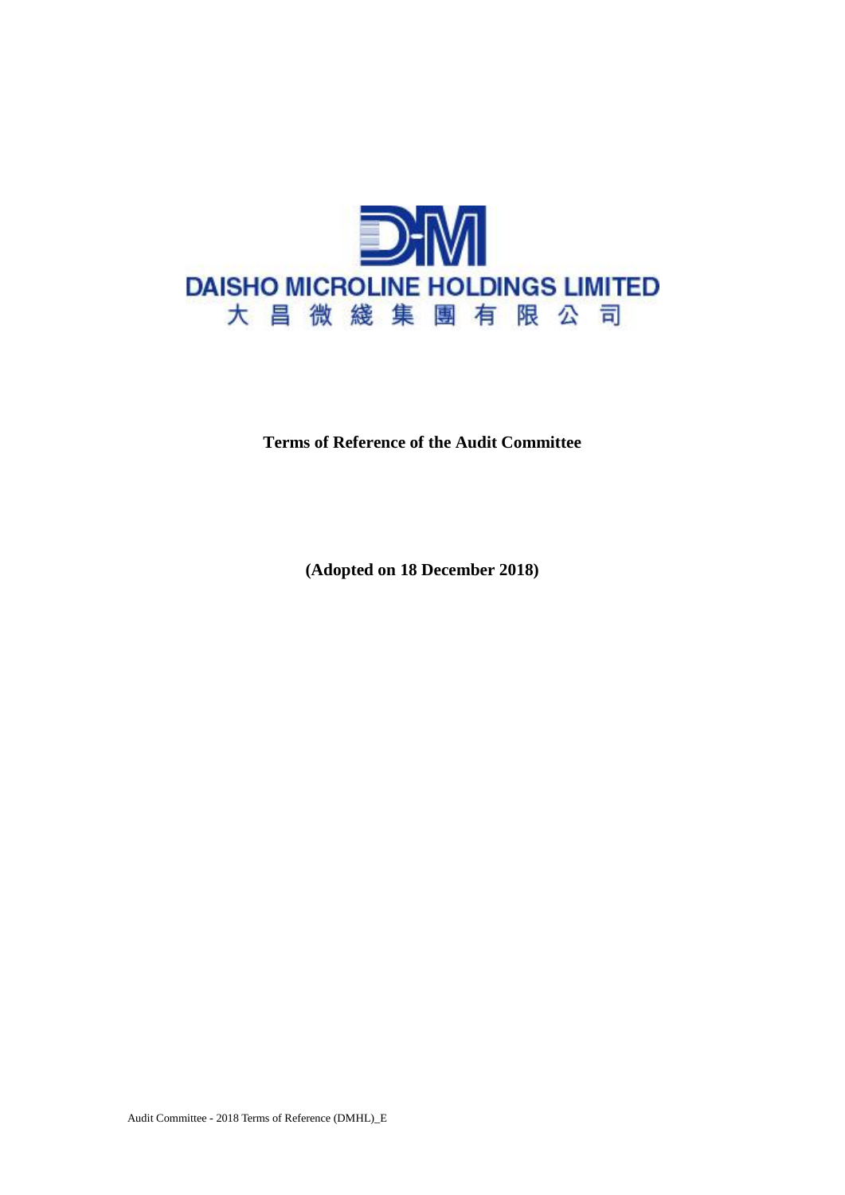DAISHO MICROLINE HOLDINGS LIMITED

大昌微綫集團有限公司

**Terms of Reference of the Audit Committee**

**(Adopted on 18 December 2018)**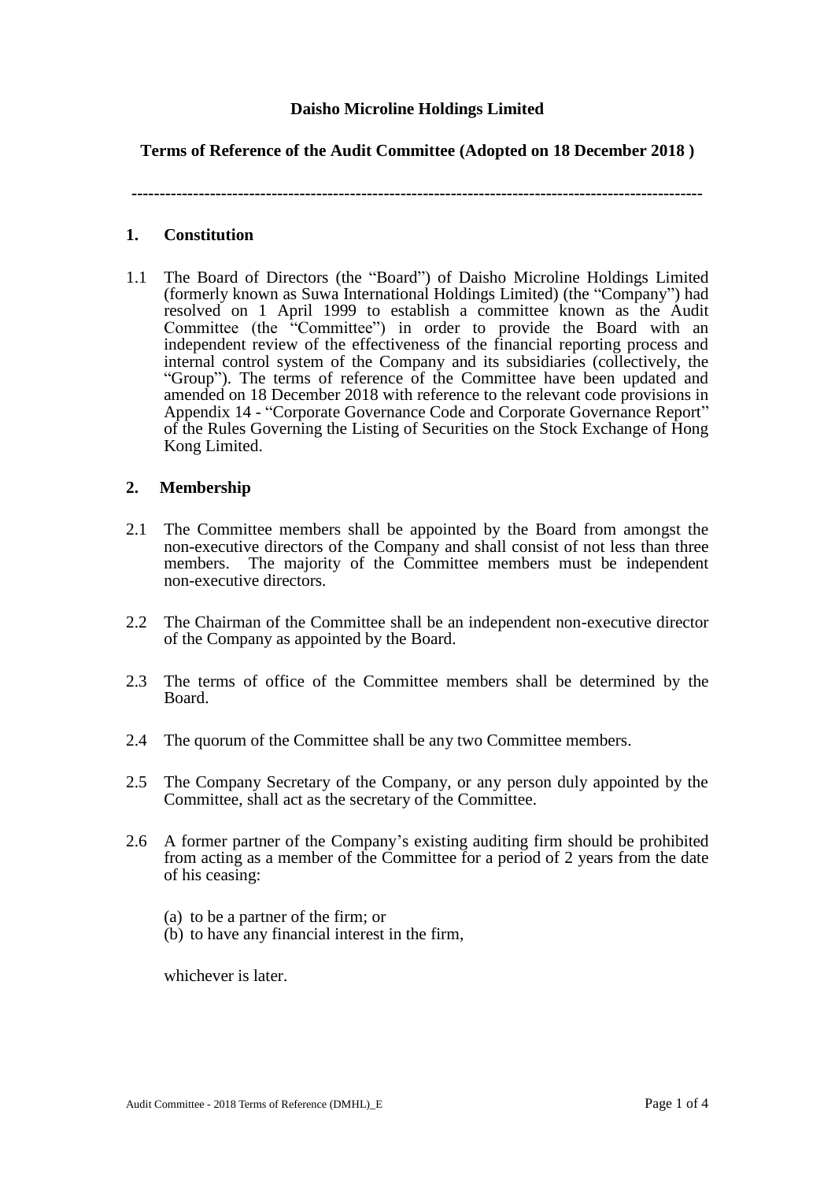**Daisho Microline Holdings Limited**

**Terms of Reference of the Audit Committee (Adopted on 18 December 2018 )**

---

## 1. Constitution

1.1 The Board of Directors (the "Board") of Daisho Microline Holdings Limited (formerly known as Suwa International Holdings Limited) (the "Company") had resolved on 1 April 1999 to establish a committee known as the Audit Committee (the "Committee") in order to provide the Board with an independent review of the effectiveness of the financial reporting process and internal control system of the Company and its subsidiaries (collectively, the "Group"). The terms of reference of the Committee have been updated and amended on 18 December 2018 with reference to the relevant code provisions in Appendix 14 - "Corporate Governance Code and Corporate Governance Report" of the Rules Governing the Listing of Securities on the Stock Exchange of Hong Kong Limited.

## 2. Membership

2.1 The Committee members shall be appointed by the Board from amongst the non-executive directors of the Company and shall consist of not less than three members. The majority of the Committee members must be independent non-executive directors.

2.2 The Chairman of the Committee shall be an independent non-executive director of the Company as appointed by the Board.

2.3 The terms of office of the Committee members shall be determined by the Board.

2.4 The quorum of the Committee shall be any two Committee members.

2.5 The Company Secretary of the Company, or any person duly appointed by the Committee, shall act as the secretary of the Committee.

2.6 A former partner of the Company's existing auditing firm should be prohibited from acting as a member of the Committee for a period of 2 years from the date of his ceasing:

(a) to be a partner of the firm; or
(b) to have any financial interest in the firm,

whichever is later.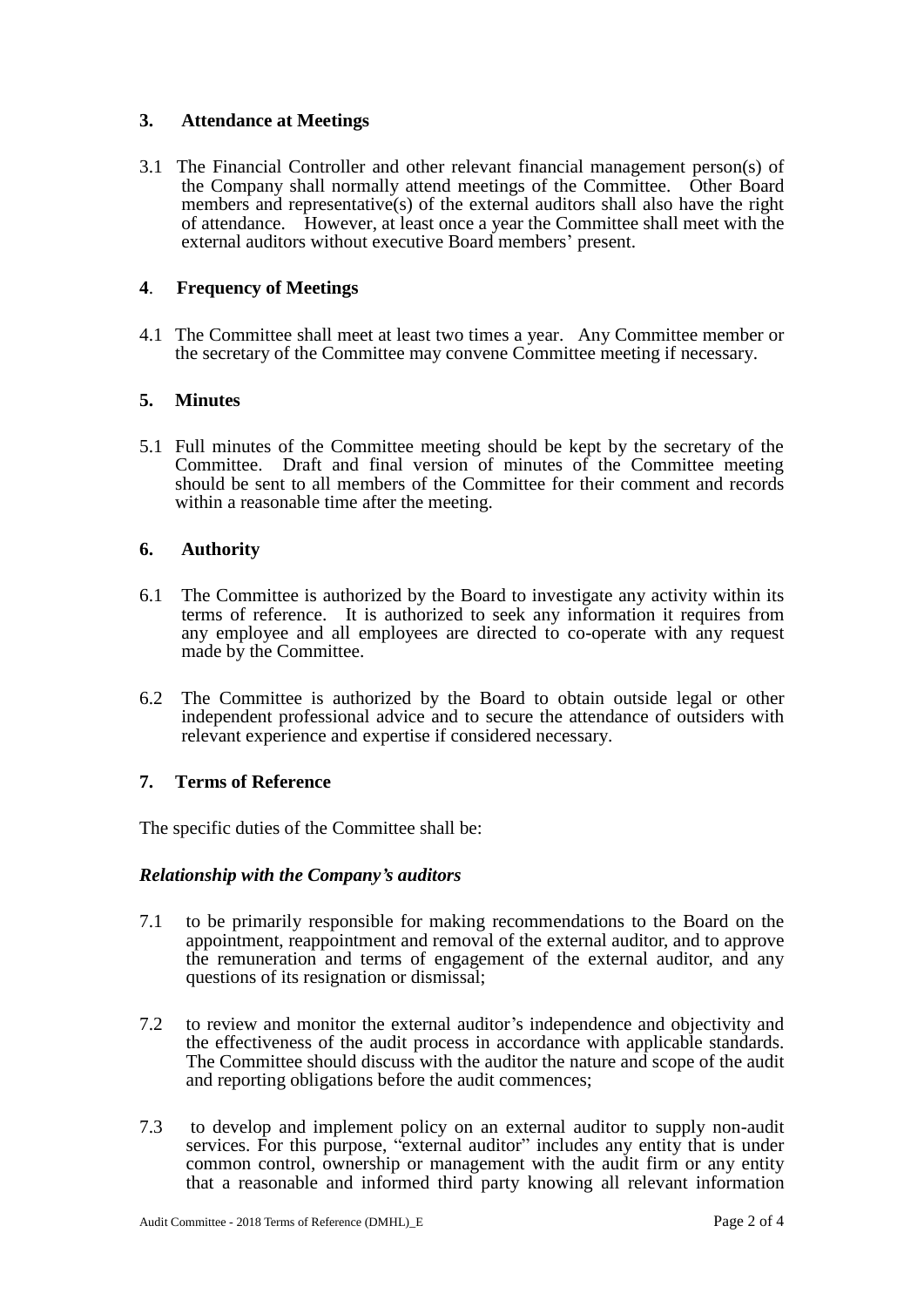## 3. Attendance at Meetings

3.1 The Financial Controller and other relevant financial management person(s) of the Company shall normally attend meetings of the Committee. Other Board members and representative(s) of the external auditors shall also have the right of attendance. However, at least once a year the Committee shall meet with the external auditors without executive Board members' present.

## 4. Frequency of Meetings

4.1 The Committee shall meet at least two times a year. Any Committee member or the secretary of the Committee may convene Committee meeting if necessary.

## 5. Minutes

5.1 Full minutes of the Committee meeting should be kept by the secretary of the Committee. Draft and final version of minutes of the Committee meeting should be sent to all members of the Committee for their comment and records within a reasonable time after the meeting.

## 6. Authority

6.1 The Committee is authorized by the Board to investigate any activity within its terms of reference. It is authorized to seek any information it requires from any employee and all employees are directed to co-operate with any request made by the Committee.

6.2 The Committee is authorized by the Board to obtain outside legal or other independent professional advice and to secure the attendance of outsiders with relevant experience and expertise if considered necessary.

## 7. Terms of Reference

The specific duties of the Committee shall be:

***Relationship with the Company's auditors***

7.1 to be primarily responsible for making recommendations to the Board on the appointment, reappointment and removal of the external auditor, and to approve the remuneration and terms of engagement of the external auditor, and any questions of its resignation or dismissal;

7.2 to review and monitor the external auditor's independence and objectivity and the effectiveness of the audit process in accordance with applicable standards. The Committee should discuss with the auditor the nature and scope of the audit and reporting obligations before the audit commences;

7.3 to develop and implement policy on an external auditor to supply non-audit services. For this purpose, "external auditor" includes any entity that is under common control, ownership or management with the audit firm or any entity that a reasonable and informed third party knowing all relevant information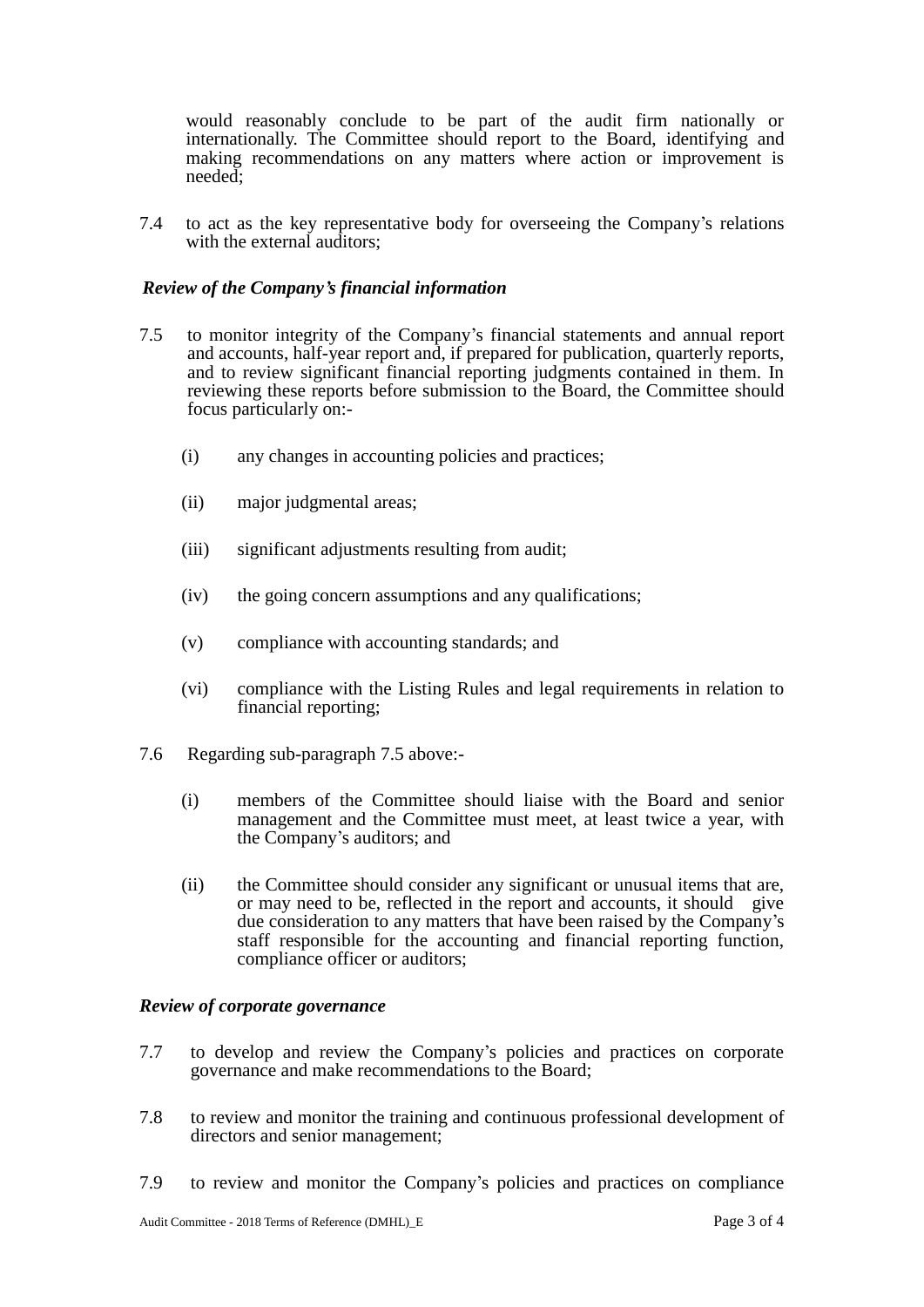would reasonably conclude to be part of the audit firm nationally or internationally. The Committee should report to the Board, identifying and making recommendations on any matters where action or improvement is needed;

7.4 to act as the key representative body for overseeing the Company's relations with the external auditors;

***Review of the Company's financial information***

7.5 to monitor integrity of the Company's financial statements and annual report and accounts, half-year report and, if prepared for publication, quarterly reports, and to review significant financial reporting judgments contained in them. In reviewing these reports before submission to the Board, the Committee should focus particularly on:-

- (i) any changes in accounting policies and practices;
- (ii) major judgmental areas;
- (iii) significant adjustments resulting from audit;
- (iv) the going concern assumptions and any qualifications;
- (v) compliance with accounting standards; and
- (vi) compliance with the Listing Rules and legal requirements in relation to financial reporting;

7.6 Regarding sub-paragraph 7.5 above:-

- (i) members of the Committee should liaise with the Board and senior management and the Committee must meet, at least twice a year, with the Company's auditors; and
- (ii) the Committee should consider any significant or unusual items that are, or may need to be, reflected in the report and accounts, it should give due consideration to any matters that have been raised by the Company's staff responsible for the accounting and financial reporting function, compliance officer or auditors;

***Review of corporate governance***

7.7 to develop and review the Company's policies and practices on corporate governance and make recommendations to the Board;

7.8 to review and monitor the training and continuous professional development of directors and senior management;

7.9 to review and monitor the Company's policies and practices on compliance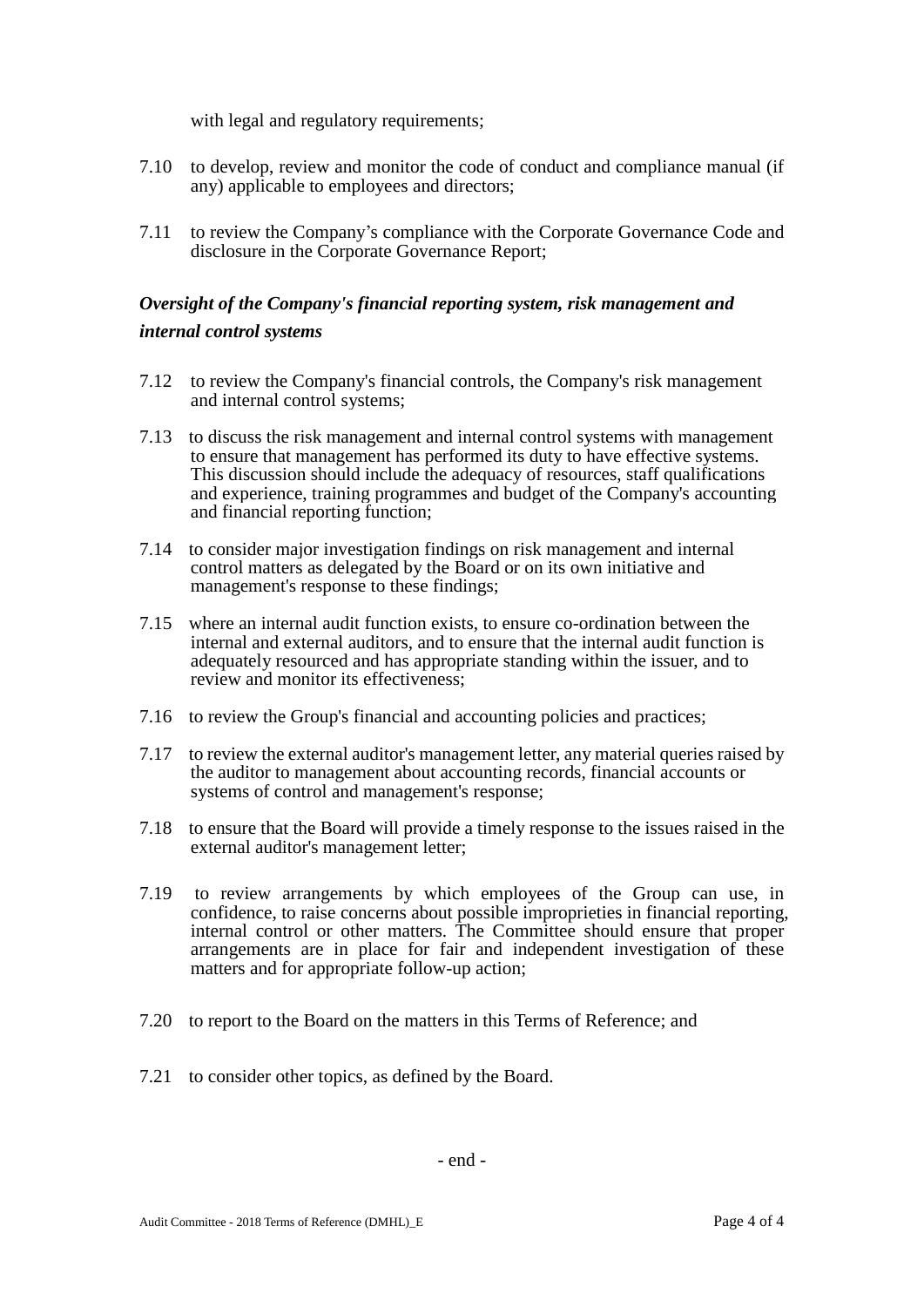with legal and regulatory requirements;

7.10 to develop, review and monitor the code of conduct and compliance manual (if any) applicable to employees and directors;

7.11 to review the Company's compliance with the Corporate Governance Code and disclosure in the Corporate Governance Report;

***Oversight of the Company's financial reporting system, risk management and internal control systems***

7.12 to review the Company's financial controls, the Company's risk management and internal control systems;

7.13 to discuss the risk management and internal control systems with management to ensure that management has performed its duty to have effective systems. This discussion should include the adequacy of resources, staff qualifications and experience, training programmes and budget of the Company's accounting and financial reporting function;

7.14 to consider major investigation findings on risk management and internal control matters as delegated by the Board or on its own initiative and management's response to these findings;

7.15 where an internal audit function exists, to ensure co-ordination between the internal and external auditors, and to ensure that the internal audit function is adequately resourced and has appropriate standing within the issuer, and to review and monitor its effectiveness;

7.16 to review the Group's financial and accounting policies and practices;

7.17 to review the external auditor's management letter, any material queries raised by the auditor to management about accounting records, financial accounts or systems of control and management's response;

7.18 to ensure that the Board will provide a timely response to the issues raised in the external auditor's management letter;

7.19 to review arrangements by which employees of the Group can use, in confidence, to raise concerns about possible improprieties in financial reporting, internal control or other matters. The Committee should ensure that proper arrangements are in place for fair and independent investigation of these matters and for appropriate follow-up action;

7.20 to report to the Board on the matters in this Terms of Reference; and

7.21 to consider other topics, as defined by the Board.

- end -